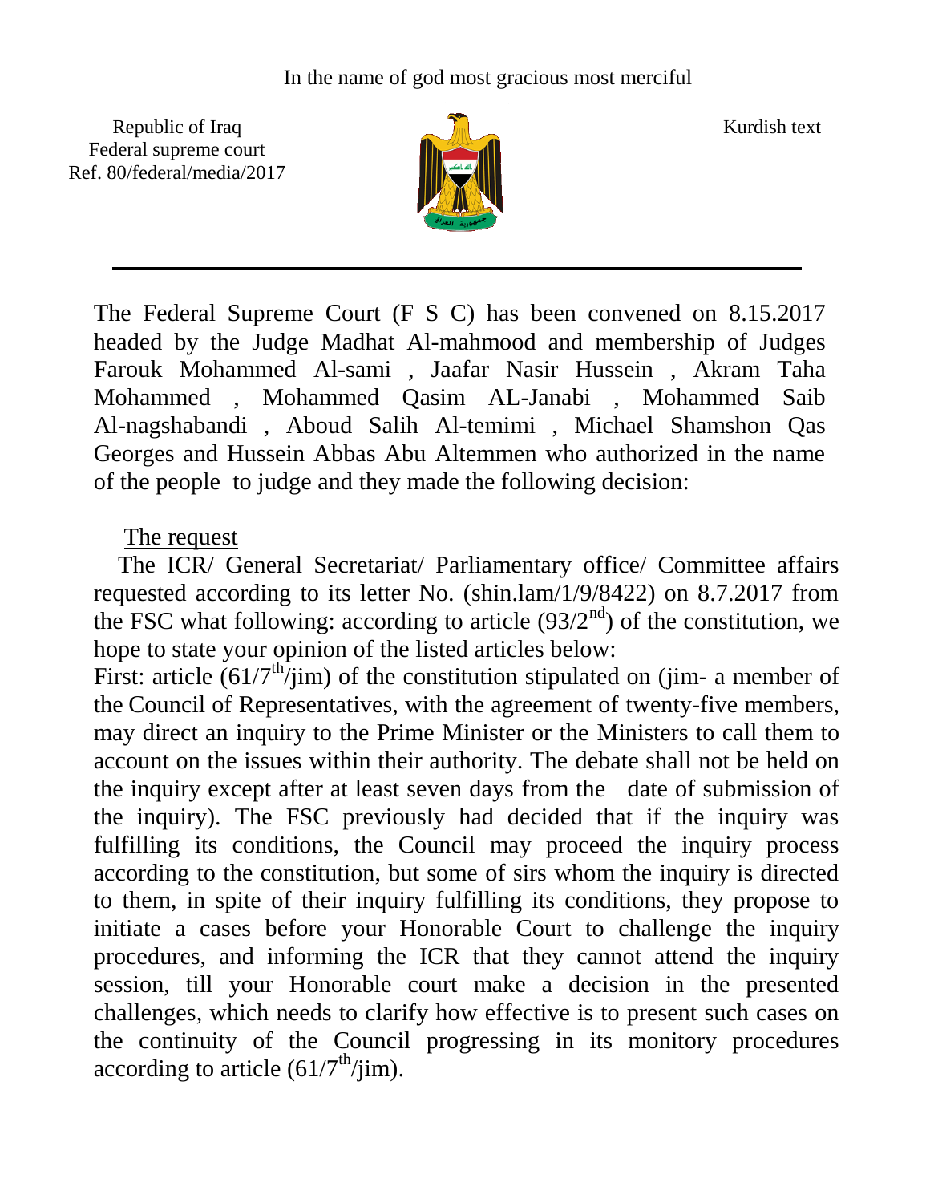In the name of god most gracious most merciful

Republic of Iraq
Federal supreme court
Ref. 80/federal/media/2017

Kurdish text

---

The Federal Supreme Court (F S C) has been convened on 8.15.2017 headed by the Judge Madhat Al-mahmood and membership of Judges Farouk Mohammed Al-sami , Jaafar Nasir Hussein , Akram Taha Mohammed , Mohammed Qasim AL-Janabi , Mohammed Saib Al-nagshabandi , Aboud Salih Al-temimi , Michael Shamshon Qas Georges and Hussein Abbas Abu Altemmen who authorized in the name of the people to judge and they made the following decision:

The request

The ICR/ General Secretariat/ Parliamentary office/ Committee affairs requested according to its letter No. (shin.lam/1/9/8422) on 8.7.2017 from the FSC what following: according to article (93/2nd) of the constitution, we hope to state your opinion of the listed articles below:

First: article (61/7th/jim) of the constitution stipulated on (jim- a member of the Council of Representatives, with the agreement of twenty-five members, may direct an inquiry to the Prime Minister or the Ministers to call them to account on the issues within their authority. The debate shall not be held on the inquiry except after at least seven days from the date of submission of the inquiry). The FSC previously had decided that if the inquiry was fulfilling its conditions, the Council may proceed the inquiry process according to the constitution, but some of sirs whom the inquiry is directed to them, in spite of their inquiry fulfilling its conditions, they propose to initiate a cases before your Honorable Court to challenge the inquiry procedures, and informing the ICR that they cannot attend the inquiry session, till your Honorable court make a decision in the presented challenges, which needs to clarify how effective is to present such cases on the continuity of the Council progressing in its monitory procedures according to article (61/7th/jim).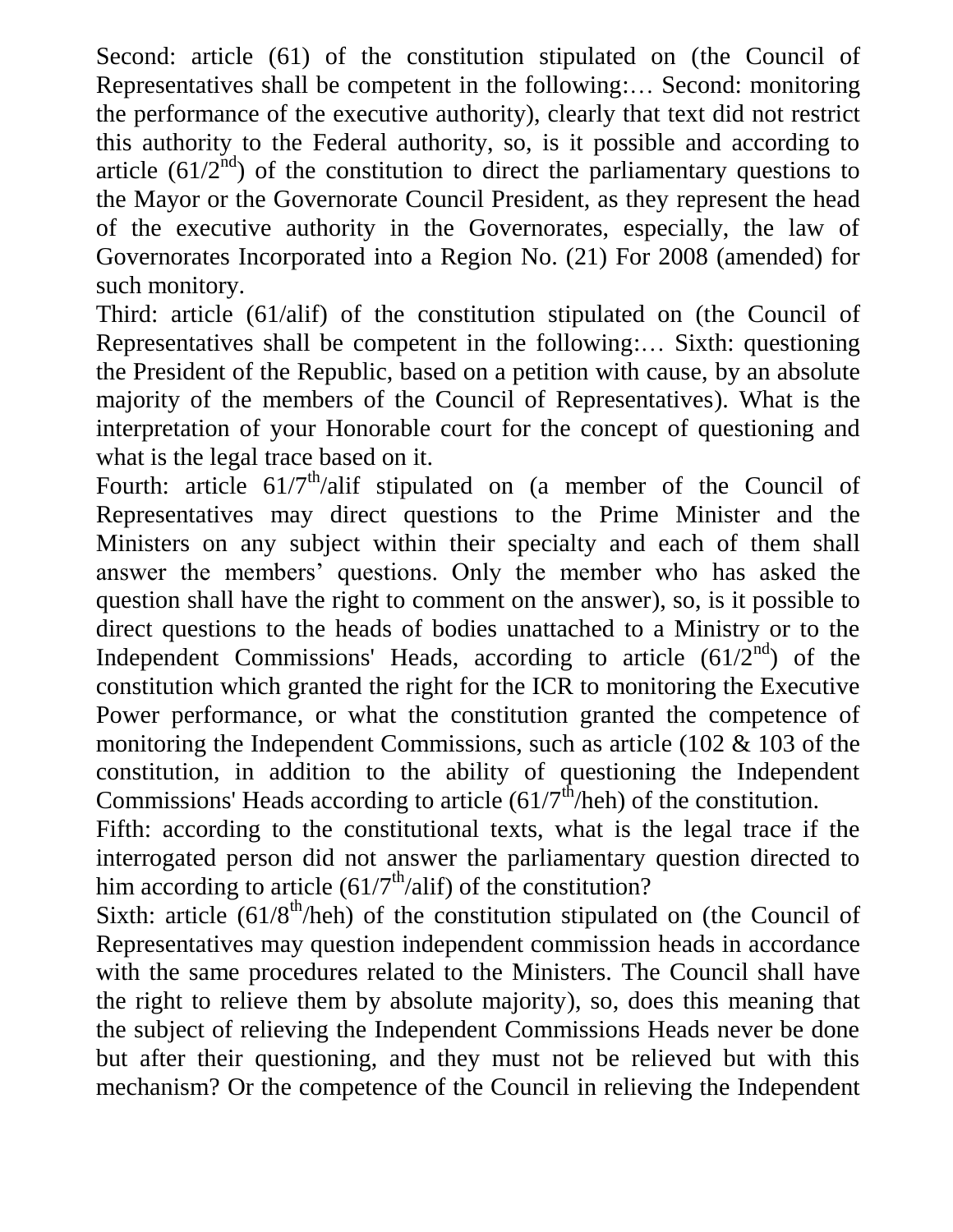Second: article (61) of the constitution stipulated on (the Council of Representatives shall be competent in the following:… Second: monitoring the performance of the executive authority), clearly that text did not restrict this authority to the Federal authority, so, is it possible and according to article (61/2nd) of the constitution to direct the parliamentary questions to the Mayor or the Governorate Council President, as they represent the head of the executive authority in the Governorates, especially, the law of Governorates Incorporated into a Region No. (21) For 2008 (amended) for such monitory.

Third: article (61/alif) of the constitution stipulated on (the Council of Representatives shall be competent in the following:… Sixth: questioning the President of the Republic, based on a petition with cause, by an absolute majority of the members of the Council of Representatives). What is the interpretation of your Honorable court for the concept of questioning and what is the legal trace based on it.

Fourth: article 61/7th/alif stipulated on (a member of the Council of Representatives may direct questions to the Prime Minister and the Ministers on any subject within their specialty and each of them shall answer the members' questions. Only the member who has asked the question shall have the right to comment on the answer), so, is it possible to direct questions to the heads of bodies unattached to a Ministry or to the Independent Commissions' Heads, according to article (61/2nd) of the constitution which granted the right for the ICR to monitoring the Executive Power performance, or what the constitution granted the competence of monitoring the Independent Commissions, such as article (102 & 103 of the constitution, in addition to the ability of questioning the Independent Commissions' Heads according to article (61/7th/heh) of the constitution.

Fifth: according to the constitutional texts, what is the legal trace if the interrogated person did not answer the parliamentary question directed to him according to article (61/7th/alif) of the constitution?

Sixth: article (61/8th/heh) of the constitution stipulated on (the Council of Representatives may question independent commission heads in accordance with the same procedures related to the Ministers. The Council shall have the right to relieve them by absolute majority), so, does this meaning that the subject of relieving the Independent Commissions Heads never be done but after their questioning, and they must not be relieved but with this mechanism? Or the competence of the Council in relieving the Independent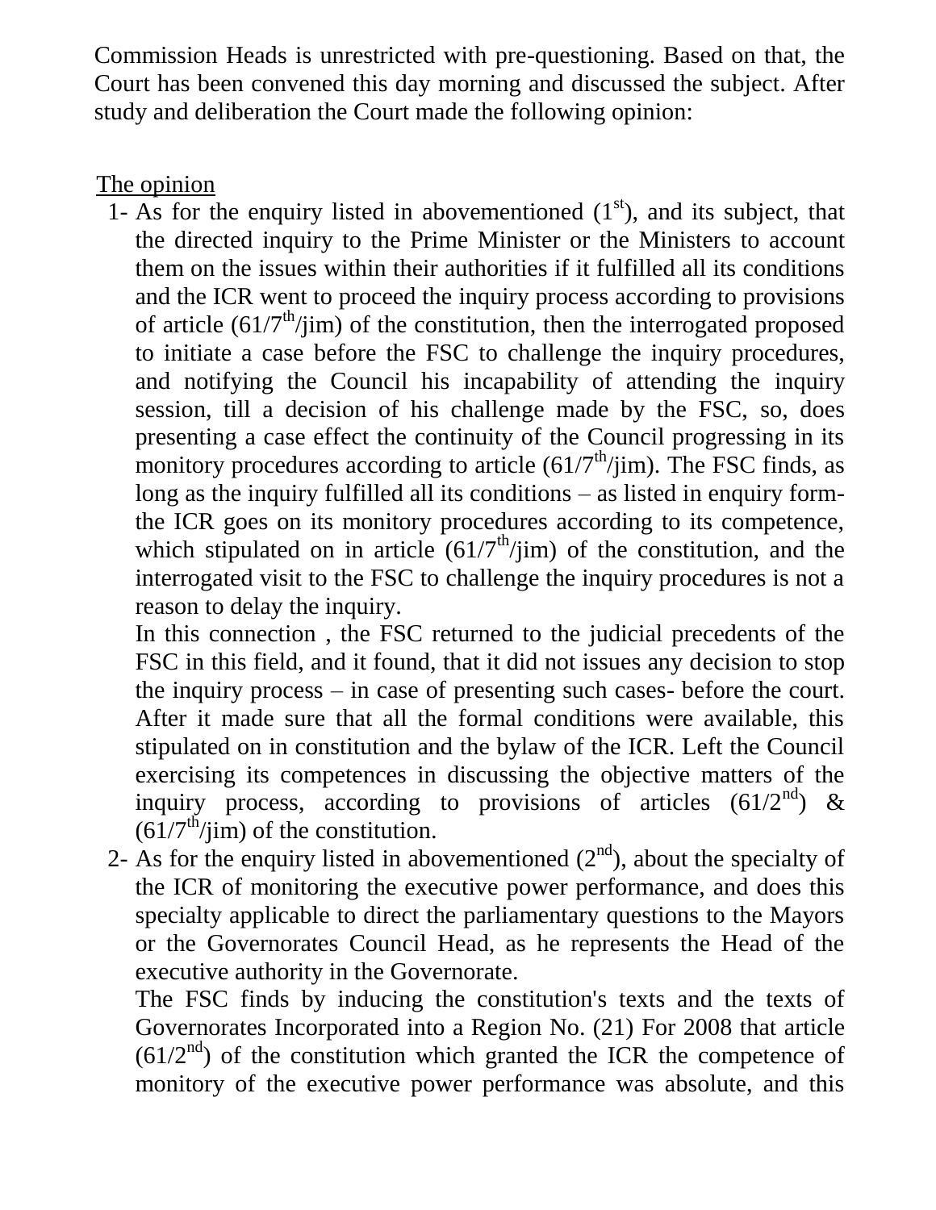Commission Heads is unrestricted with pre-questioning. Based on that, the Court has been convened this day morning and discussed the subject. After study and deliberation the Court made the following opinion:

The opinion

1- As for the enquiry listed in abovementioned ($1^{st}$), and its subject, that the directed inquiry to the Prime Minister or the Ministers to account them on the issues within their authorities if it fulfilled all its conditions and the ICR went to proceed the inquiry process according to provisions of article ($61/7^{th}$/jim) of the constitution, then the interrogated proposed to initiate a case before the FSC to challenge the inquiry procedures, and notifying the Council his incapability of attending the inquiry session, till a decision of his challenge made by the FSC, so, does presenting a case effect the continuity of the Council progressing in its monitory procedures according to article ($61/7^{th}$/jim). The FSC finds, as long as the inquiry fulfilled all its conditions – as listed in enquiry form- the ICR goes on its monitory procedures according to its competence, which stipulated on in article ($61/7^{th}$/jim) of the constitution, and the interrogated visit to the FSC to challenge the inquiry procedures is not a reason to delay the inquiry.

   In this connection , the FSC returned to the judicial precedents of the FSC in this field, and it found, that it did not issues any decision to stop the inquiry process – in case of presenting such cases- before the court. After it made sure that all the formal conditions were available, this stipulated on in constitution and the bylaw of the ICR. Left the Council exercising its competences in discussing the objective matters of the inquiry process, according to provisions of articles ($61/2^{nd}$) & ($61/7^{th}$/jim) of the constitution.

2- As for the enquiry listed in abovementioned ($2^{nd}$), about the specialty of the ICR of monitoring the executive power performance, and does this specialty applicable to direct the parliamentary questions to the Mayors or the Governorates Council Head, as he represents the Head of the executive authority in the Governorate.

   The FSC finds by inducing the constitution's texts and the texts of Governorates Incorporated into a Region No. (21) For 2008 that article ($61/2^{nd}$) of the constitution which granted the ICR the competence of monitory of the executive power performance was absolute, and this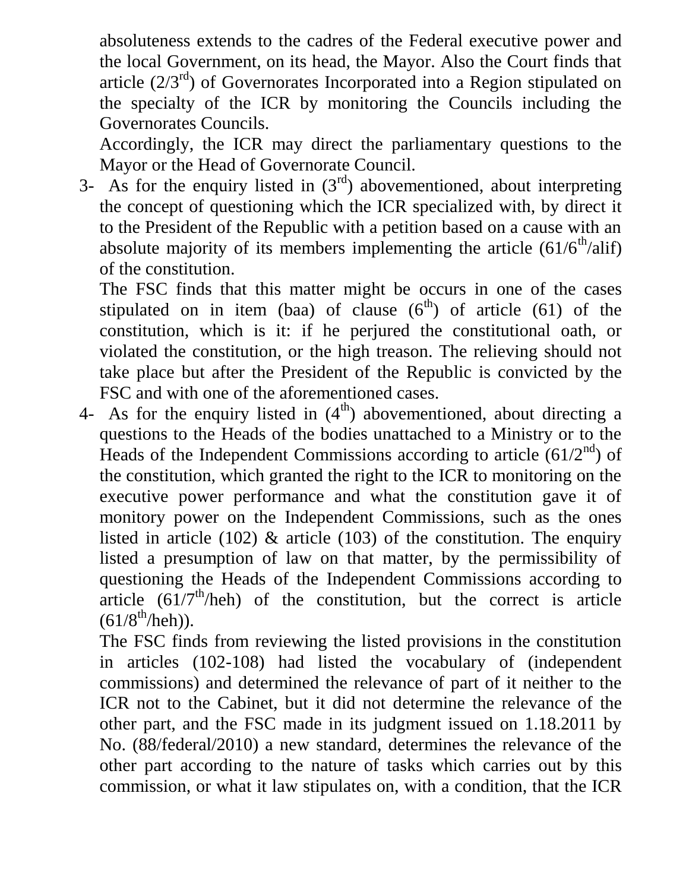absoluteness extends to the cadres of the Federal executive power and the local Government, on its head, the Mayor. Also the Court finds that article (2/3rd) of Governorates Incorporated into a Region stipulated on the specialty of the ICR by monitoring the Councils including the Governorates Councils.

Accordingly, the ICR may direct the parliamentary questions to the Mayor or the Head of Governorate Council.

3- As for the enquiry listed in (3rd) abovementioned, about interpreting the concept of questioning which the ICR specialized with, by direct it to the President of the Republic with a petition based on a cause with an absolute majority of its members implementing the article (61/6th/alif) of the constitution.

   The FSC finds that this matter might be occurs in one of the cases stipulated on in item (baa) of clause (6th) of article (61) of the constitution, which is it: if he perjured the constitutional oath, or violated the constitution, or the high treason. The relieving should not take place but after the President of the Republic is convicted by the FSC and with one of the aforementioned cases.

4- As for the enquiry listed in (4th) abovementioned, about directing a questions to the Heads of the bodies unattached to a Ministry or to the Heads of the Independent Commissions according to article (61/2nd) of the constitution, which granted the right to the ICR to monitoring on the executive power performance and what the constitution gave it of monitory power on the Independent Commissions, such as the ones listed in article (102) & article (103) of the constitution. The enquiry listed a presumption of law on that matter, by the permissibility of questioning the Heads of the Independent Commissions according to article (61/7th/heh) of the constitution, but the correct is article (61/8th/heh)).

   The FSC finds from reviewing the listed provisions in the constitution in articles (102-108) had listed the vocabulary of (independent commissions) and determined the relevance of part of it neither to the ICR not to the Cabinet, but it did not determine the relevance of the other part, and the FSC made in its judgment issued on 1.18.2011 by No. (88/federal/2010) a new standard, determines the relevance of the other part according to the nature of tasks which carries out by this commission, or what it law stipulates on, with a condition, that the ICR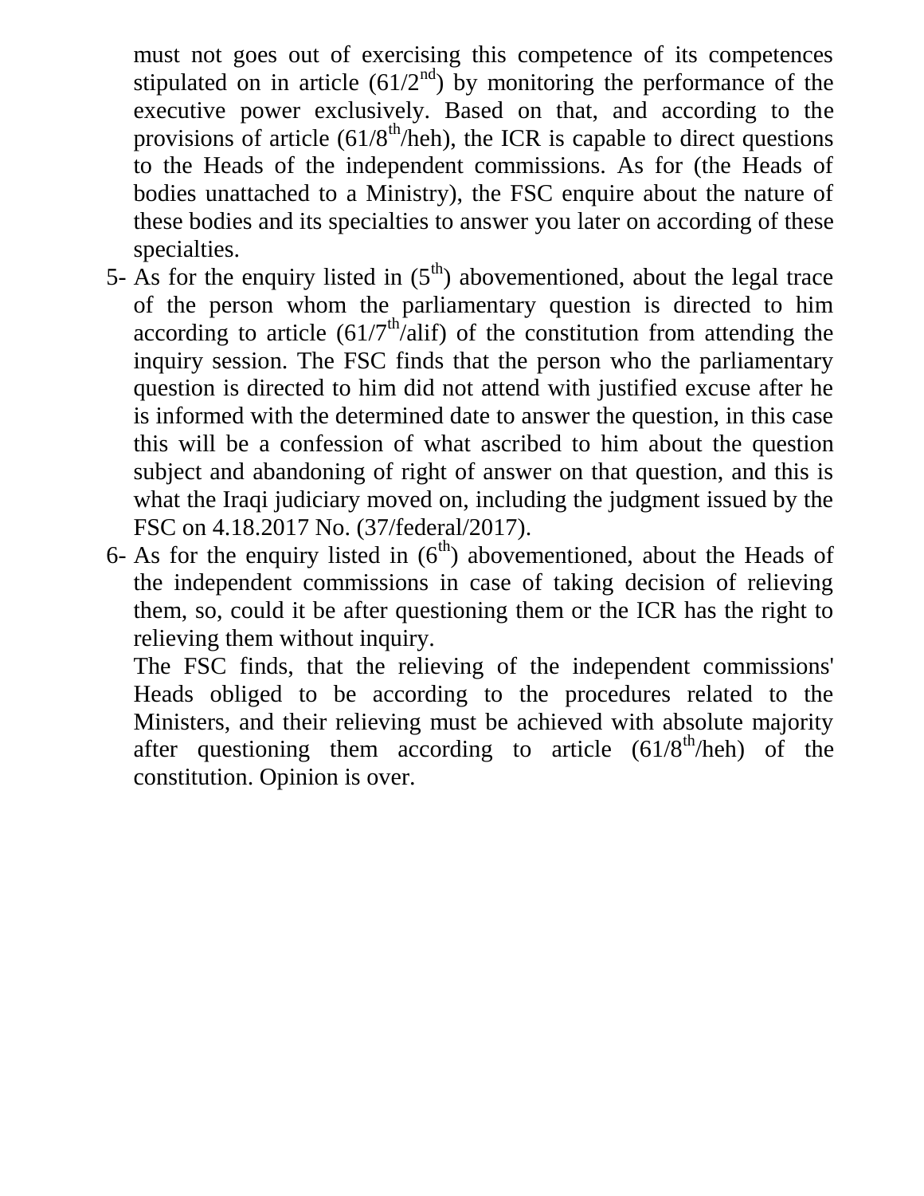must not goes out of exercising this competence of its competences stipulated on in article (61/2nd) by monitoring the performance of the executive power exclusively. Based on that, and according to the provisions of article (61/8th/heh), the ICR is capable to direct questions to the Heads of the independent commissions. As for (the Heads of bodies unattached to a Ministry), the FSC enquire about the nature of these bodies and its specialties to answer you later on according of these specialties.

5- As for the enquiry listed in (5th) abovementioned, about the legal trace of the person whom the parliamentary question is directed to him according to article (61/7th/alif) of the constitution from attending the inquiry session. The FSC finds that the person who the parliamentary question is directed to him did not attend with justified excuse after he is informed with the determined date to answer the question, in this case this will be a confession of what ascribed to him about the question subject and abandoning of right of answer on that question, and this is what the Iraqi judiciary moved on, including the judgment issued by the FSC on 4.18.2017 No. (37/federal/2017).

6- As for the enquiry listed in (6th) abovementioned, about the Heads of the independent commissions in case of taking decision of relieving them, so, could it be after questioning them or the ICR has the right to relieving them without inquiry.

   The FSC finds, that the relieving of the independent commissions' Heads obliged to be according to the procedures related to the Ministers, and their relieving must be achieved with absolute majority after questioning them according to article (61/8th/heh) of the constitution. Opinion is over.